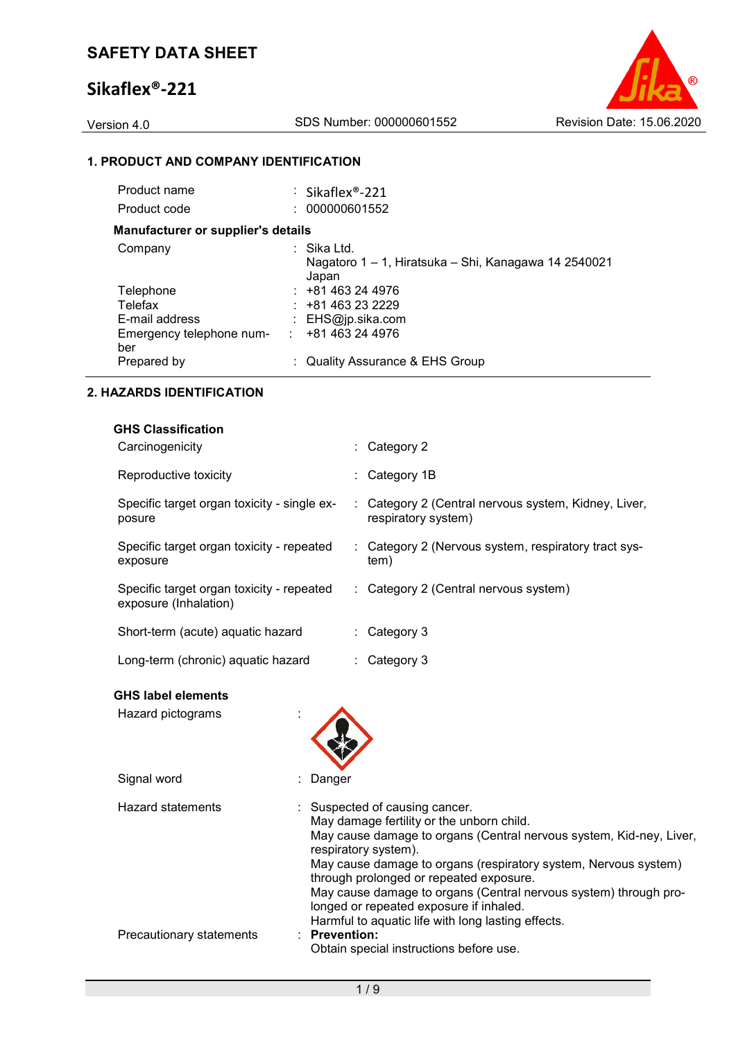# SAFETY DATA SHEET

## Sikaflex®-221

Version 4.0 | SDS Number: 000000601552 | Revision Date: 15.06.2020

### 1. PRODUCT AND COMPANY IDENTIFICATION

| | |
|---|---|
| Product name | : Sikaflex®-221 |
| Product code | : 000000601552 |

**Manufacturer or supplier's details**

| | |
|---|---|
| Company | : Sika Ltd. Nagatoro 1 – 1, Hiratsuka – Shi, Kanagawa 14 2540021 Japan |
| Telephone | : +81 463 24 4976 |
| Telefax | : +81 463 23 2229 |
| E-mail address | : EHS@jp.sika.com |
| Emergency telephone number | : +81 463 24 4976 |
| Prepared by | : Quality Assurance & EHS Group |

### 2. HAZARDS IDENTIFICATION

**GHS Classification**

| | |
|---|---|
| Carcinogenicity | : Category 2 |
| Reproductive toxicity | : Category 1B |
| Specific target organ toxicity - single exposure | : Category 2 (Central nervous system, Kidney, Liver, respiratory system) |
| Specific target organ toxicity - repeated exposure | : Category 2 (Nervous system, respiratory tract system) |
| Specific target organ toxicity - repeated exposure (Inhalation) | : Category 2 (Central nervous system) |
| Short-term (acute) aquatic hazard | : Category 3 |
| Long-term (chronic) aquatic hazard | : Category 3 |

**GHS label elements**

Hazard pictograms :

Signal word : Danger

Hazard statements :
Suspected of causing cancer.
May damage fertility or the unborn child.
May cause damage to organs (Central nervous system, Kid-ney, Liver, respiratory system).
May cause damage to organs (respiratory system, Nervous system) through prolonged or repeated exposure.
May cause damage to organs (Central nervous system) through prolonged or repeated exposure if inhaled.
Harmful to aquatic life with long lasting effects.

Precautionary statements :
**Prevention:**
Obtain special instructions before use.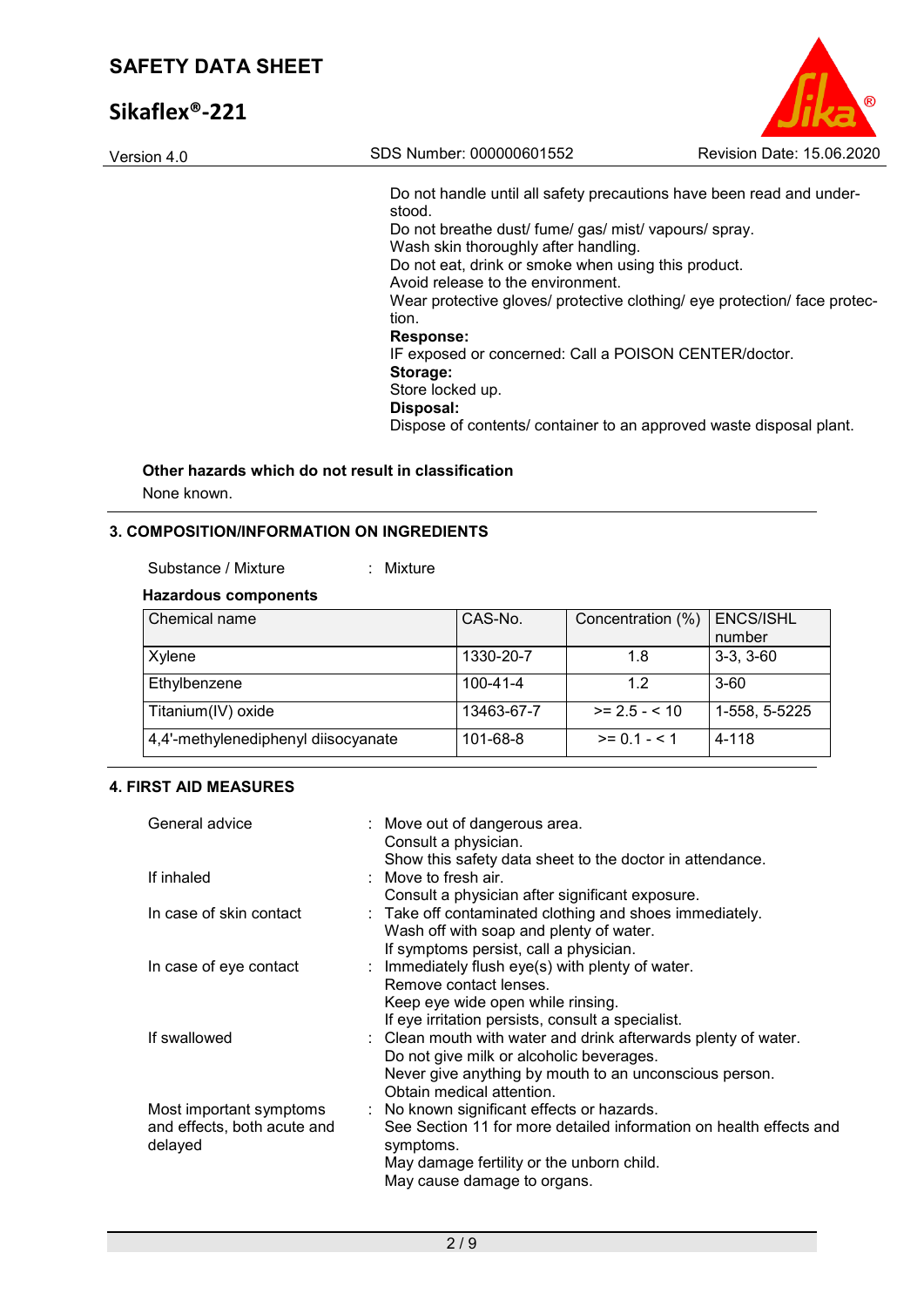Do not handle until all safety precautions have been read and understood.
Do not breathe dust/ fume/ gas/ mist/ vapours/ spray.
Wash skin thoroughly after handling.
Do not eat, drink or smoke when using this product.
Avoid release to the environment.
Wear protective gloves/ protective clothing/ eye protection/ face protection.

**Response:**
IF exposed or concerned: Call a POISON CENTER/doctor.

**Storage:**
Store locked up.

**Disposal:**
Dispose of contents/ container to an approved waste disposal plant.

**Other hazards which do not result in classification**

None known.

## 3. COMPOSITION/INFORMATION ON INGREDIENTS

Substance / Mixture : Mixture

**Hazardous components**

| Chemical name | CAS-No. | Concentration (%) | ENCS/ISHL number |
|---|---|---|---|
| Xylene | 1330-20-7 | 1.8 | 3-3, 3-60 |
| Ethylbenzene | 100-41-4 | 1.2 | 3-60 |
| Titanium(IV) oxide | 13463-67-7 | >= 2.5 - < 10 | 1-558, 5-5225 |
| 4,4'-methylenediphenyl diisocyanate | 101-68-8 | >= 0.1 - < 1 | 4-118 |

## 4. FIRST AID MEASURES

General advice : Move out of dangerous area.
Consult a physician.
Show this safety data sheet to the doctor in attendance.

If inhaled : Move to fresh air.
Consult a physician after significant exposure.

In case of skin contact : Take off contaminated clothing and shoes immediately.
Wash off with soap and plenty of water.
If symptoms persist, call a physician.

In case of eye contact : Immediately flush eye(s) with plenty of water.
Remove contact lenses.
Keep eye wide open while rinsing.
If eye irritation persists, consult a specialist.

If swallowed : Clean mouth with water and drink afterwards plenty of water.
Do not give milk or alcoholic beverages.
Never give anything by mouth to an unconscious person.
Obtain medical attention.

Most important symptoms and effects, both acute and delayed : No known significant effects or hazards.
See Section 11 for more detailed information on health effects and symptoms.
May damage fertility or the unborn child.
May cause damage to organs.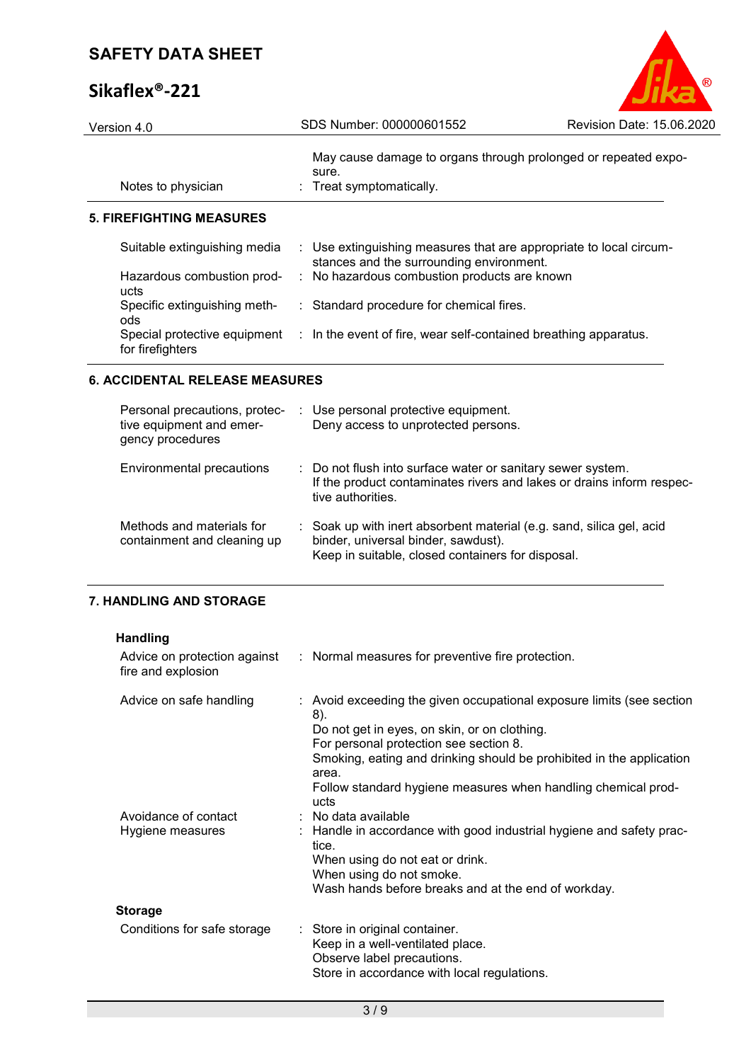| | |
|---|---|
| | May cause damage to organs through prolonged or repeated exposure. |
| Notes to physician | : Treat symptomatically. |

## 5. FIREFIGHTING MEASURES

| | |
|---|---|
| Suitable extinguishing media | : Use extinguishing measures that are appropriate to local circumstances and the surrounding environment. |
| Hazardous combustion products | : No hazardous combustion products are known |
| Specific extinguishing methods | : Standard procedure for chemical fires. |
| Special protective equipment for firefighters | : In the event of fire, wear self-contained breathing apparatus. |

## 6. ACCIDENTAL RELEASE MEASURES

| | |
|---|---|
| Personal precautions, protective equipment and emergency procedures | : Use personal protective equipment.<br>Deny access to unprotected persons. |
| Environmental precautions | : Do not flush into surface water or sanitary sewer system.<br>If the product contaminates rivers and lakes or drains inform respective authorities. |
| Methods and materials for containment and cleaning up | : Soak up with inert absorbent material (e.g. sand, silica gel, acid binder, universal binder, sawdust).<br>Keep in suitable, closed containers for disposal. |

## 7. HANDLING AND STORAGE

### Handling

| | |
|---|---|
| Advice on protection against fire and explosion | : Normal measures for preventive fire protection. |
| Advice on safe handling | : Avoid exceeding the given occupational exposure limits (see section 8).<br>Do not get in eyes, on skin, or on clothing.<br>For personal protection see section 8.<br>Smoking, eating and drinking should be prohibited in the application area.<br>Follow standard hygiene measures when handling chemical products |
| Avoidance of contact | : No data available |
| Hygiene measures | : Handle in accordance with good industrial hygiene and safety practice.<br>When using do not eat or drink.<br>When using do not smoke.<br>Wash hands before breaks and at the end of workday. |

### Storage

| | |
|---|---|
| Conditions for safe storage | : Store in original container.<br>Keep in a well-ventilated place.<br>Observe label precautions.<br>Store in accordance with local regulations. |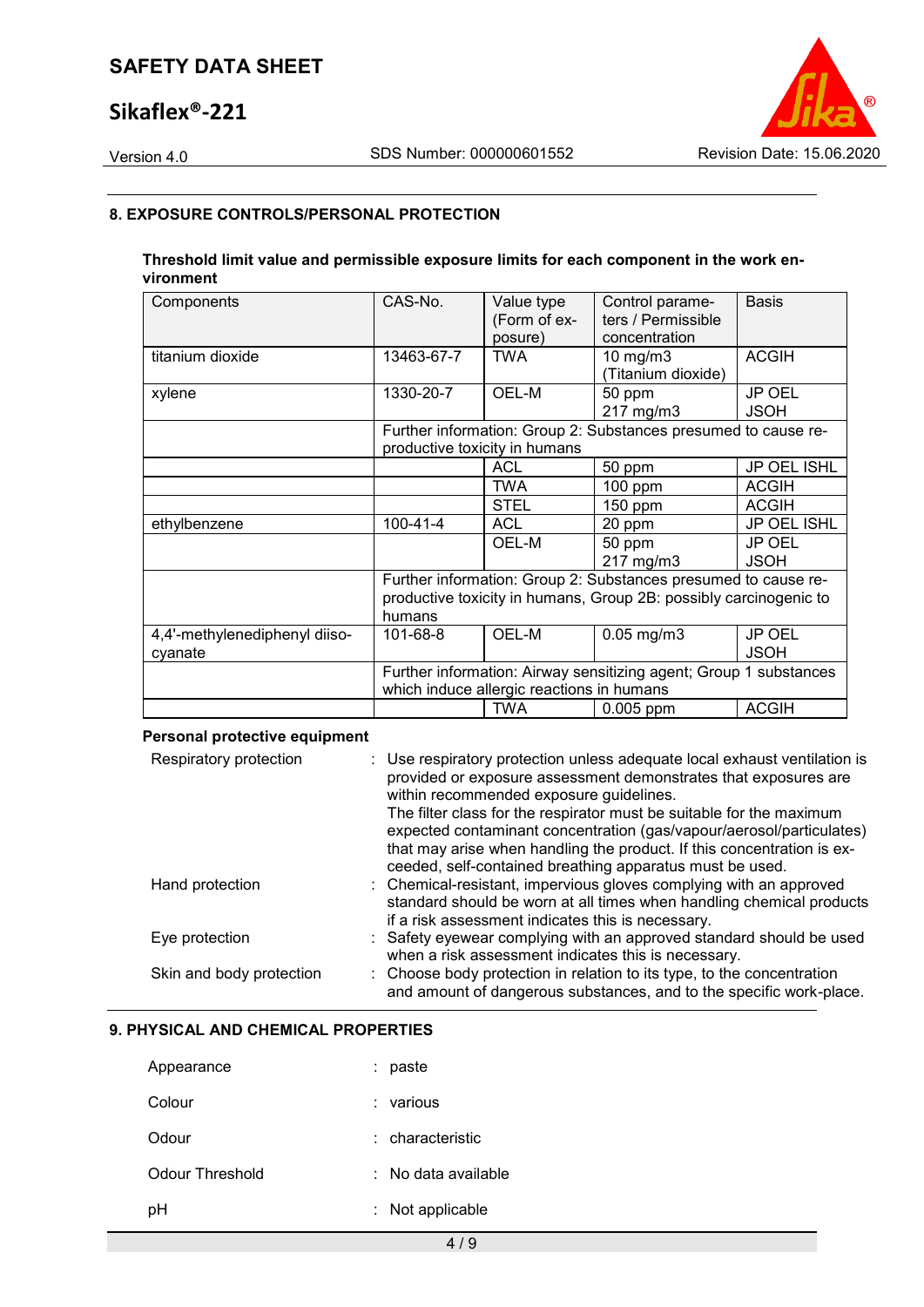## 8. EXPOSURE CONTROLS/PERSONAL PROTECTION

**Threshold limit value and permissible exposure limits for each component in the work environment**

| Components | CAS-No. | Value type (Form of exposure) | Control parameters / Permissible concentration | Basis |
|---|---|---|---|---|
| titanium dioxide | 13463-67-7 | TWA | 10 mg/m3 (Titanium dioxide) | ACGIH |
| xylene | 1330-20-7 | OEL-M | 50 ppm 217 mg/m3 | JP OEL JSOH |
| | Further information: Group 2: Substances presumed to cause reproductive toxicity in humans | | | |
| | | ACL | 50 ppm | JP OEL ISHL |
| | | TWA | 100 ppm | ACGIH |
| | | STEL | 150 ppm | ACGIH |
| ethylbenzene | 100-41-4 | ACL | 20 ppm | JP OEL ISHL |
| | | OEL-M | 50 ppm 217 mg/m3 | JP OEL JSOH |
| | Further information: Group 2: Substances presumed to cause reproductive toxicity in humans, Group 2B: possibly carcinogenic to humans | | | |
| 4,4'-methylenediphenyl diisocyanate | 101-68-8 | OEL-M | 0.05 mg/m3 | JP OEL JSOH |
| | Further information: Airway sensitizing agent; Group 1 substances which induce allergic reactions in humans | | | |
| | | TWA | 0.005 ppm | ACGIH |

**Personal protective equipment**

Respiratory protection : Use respiratory protection unless adequate local exhaust ventilation is provided or exposure assessment demonstrates that exposures are within recommended exposure guidelines.
The filter class for the respirator must be suitable for the maximum expected contaminant concentration (gas/vapour/aerosol/particulates) that may arise when handling the product. If this concentration is exceeded, self-contained breathing apparatus must be used.

Hand protection : Chemical-resistant, impervious gloves complying with an approved standard should be worn at all times when handling chemical products if a risk assessment indicates this is necessary.

Eye protection : Safety eyewear complying with an approved standard should be used when a risk assessment indicates this is necessary.

Skin and body protection : Choose body protection in relation to its type, to the concentration and amount of dangerous substances, and to the specific work-place.

## 9. PHYSICAL AND CHEMICAL PROPERTIES

Appearance : paste

Colour : various

Odour : characteristic

Odour Threshold : No data available

pH : Not applicable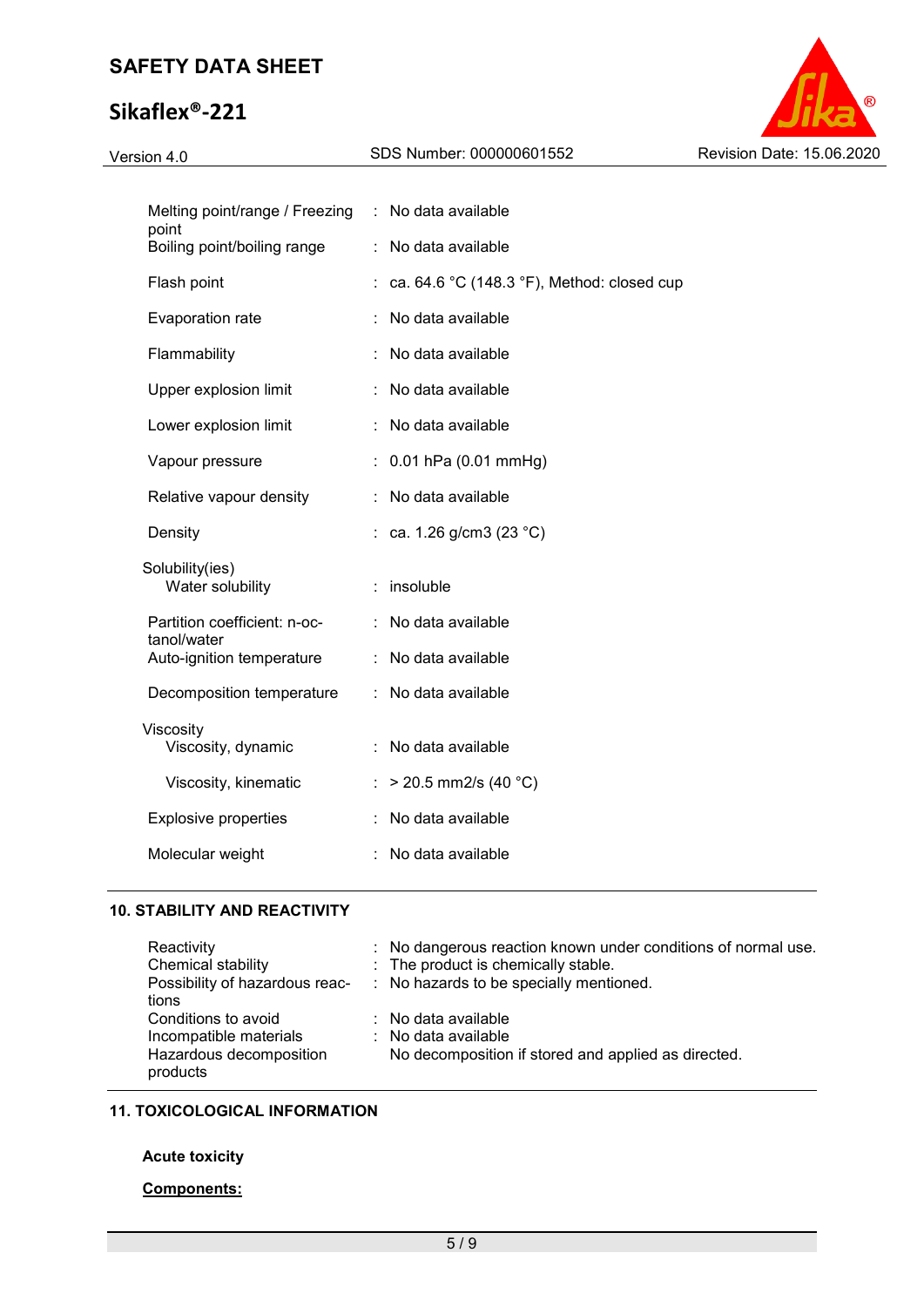| | | |
|---|---|---|
| Melting point/range / Freezing point | : | No data available |
| Boiling point/boiling range | : | No data available |
| Flash point | : | ca. 64.6 °C (148.3 °F), Method: closed cup |
| Evaporation rate | : | No data available |
| Flammability | : | No data available |
| Upper explosion limit | : | No data available |
| Lower explosion limit | : | No data available |
| Vapour pressure | : | 0.01 hPa (0.01 mmHg) |
| Relative vapour density | : | No data available |
| Density | : | ca. 1.26 g/cm3 (23 °C) |
| Solubility(ies) | | |
| Water solubility | : | insoluble |
| Partition coefficient: n-octanol/water | : | No data available |
| Auto-ignition temperature | : | No data available |
| Decomposition temperature | : | No data available |
| Viscosity | | |
| Viscosity, dynamic | : | No data available |
| Viscosity, kinematic | : | > 20.5 mm2/s (40 °C) |
| Explosive properties | : | No data available |
| Molecular weight | : | No data available |

## 10. STABILITY AND REACTIVITY

| | | |
|---|---|---|
| Reactivity | : | No dangerous reaction known under conditions of normal use. |
| Chemical stability | : | The product is chemically stable. |
| Possibility of hazardous reactions | : | No hazards to be specially mentioned. |
| Conditions to avoid | : | No data available |
| Incompatible materials | : | No data available |
| Hazardous decomposition products | | No decomposition if stored and applied as directed. |

## 11. TOXICOLOGICAL INFORMATION

**Acute toxicity**

**Components:**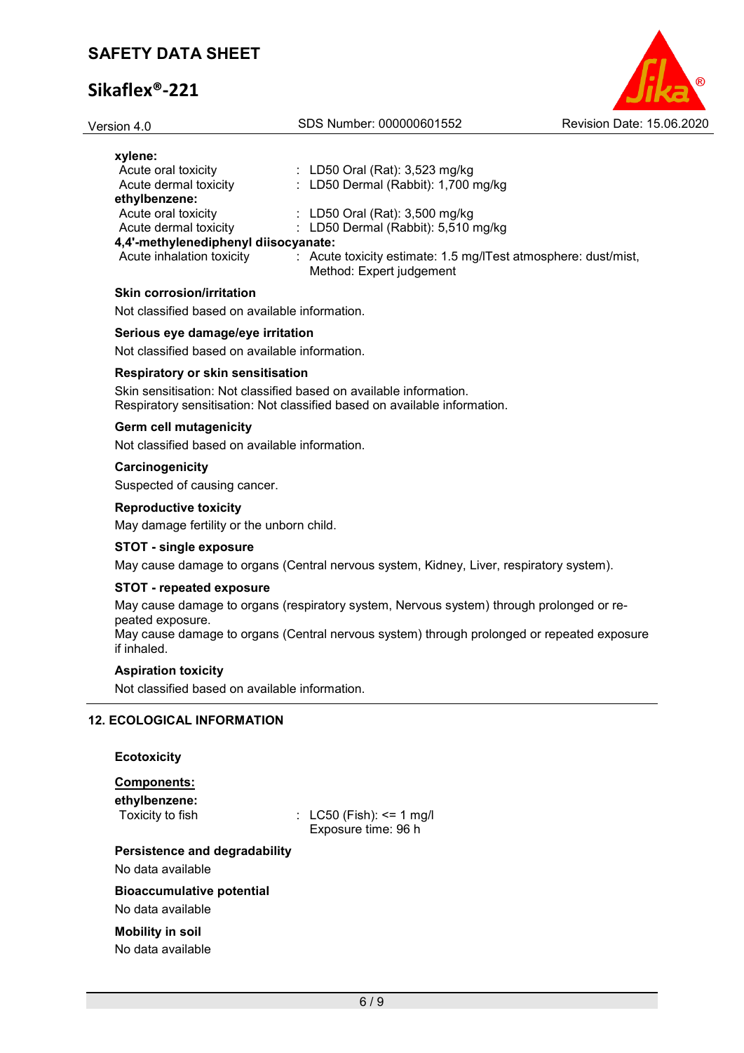**xylene:**

| | |
|---|---|
| Acute oral toxicity | : LD50 Oral (Rat): 3,523 mg/kg |
| Acute dermal toxicity | : LD50 Dermal (Rabbit): 1,700 mg/kg |

**ethylbenzene:**

| | |
|---|---|
| Acute oral toxicity | : LD50 Oral (Rat): 3,500 mg/kg |
| Acute dermal toxicity | : LD50 Dermal (Rabbit): 5,510 mg/kg |

**4,4'-methylenediphenyl diisocyanate:**

| | |
|---|---|
| Acute inhalation toxicity | : Acute toxicity estimate: 1.5 mg/lTest atmosphere: dust/mist, Method: Expert judgement |

**Skin corrosion/irritation**

Not classified based on available information.

**Serious eye damage/eye irritation**

Not classified based on available information.

**Respiratory or skin sensitisation**

Skin sensitisation: Not classified based on available information.
Respiratory sensitisation: Not classified based on available information.

**Germ cell mutagenicity**

Not classified based on available information.

**Carcinogenicity**

Suspected of causing cancer.

**Reproductive toxicity**

May damage fertility or the unborn child.

**STOT - single exposure**

May cause damage to organs (Central nervous system, Kidney, Liver, respiratory system).

**STOT - repeated exposure**

May cause damage to organs (respiratory system, Nervous system) through prolonged or repeated exposure.
May cause damage to organs (Central nervous system) through prolonged or repeated exposure if inhaled.

**Aspiration toxicity**

Not classified based on available information.

## 12. ECOLOGICAL INFORMATION

**Ecotoxicity**

**Components:**

**ethylbenzene:**

| | |
|---|---|
| Toxicity to fish | : LC50 (Fish): <= 1 mg/l<br>Exposure time: 96 h |

**Persistence and degradability**

No data available

**Bioaccumulative potential**

No data available

**Mobility in soil**

No data available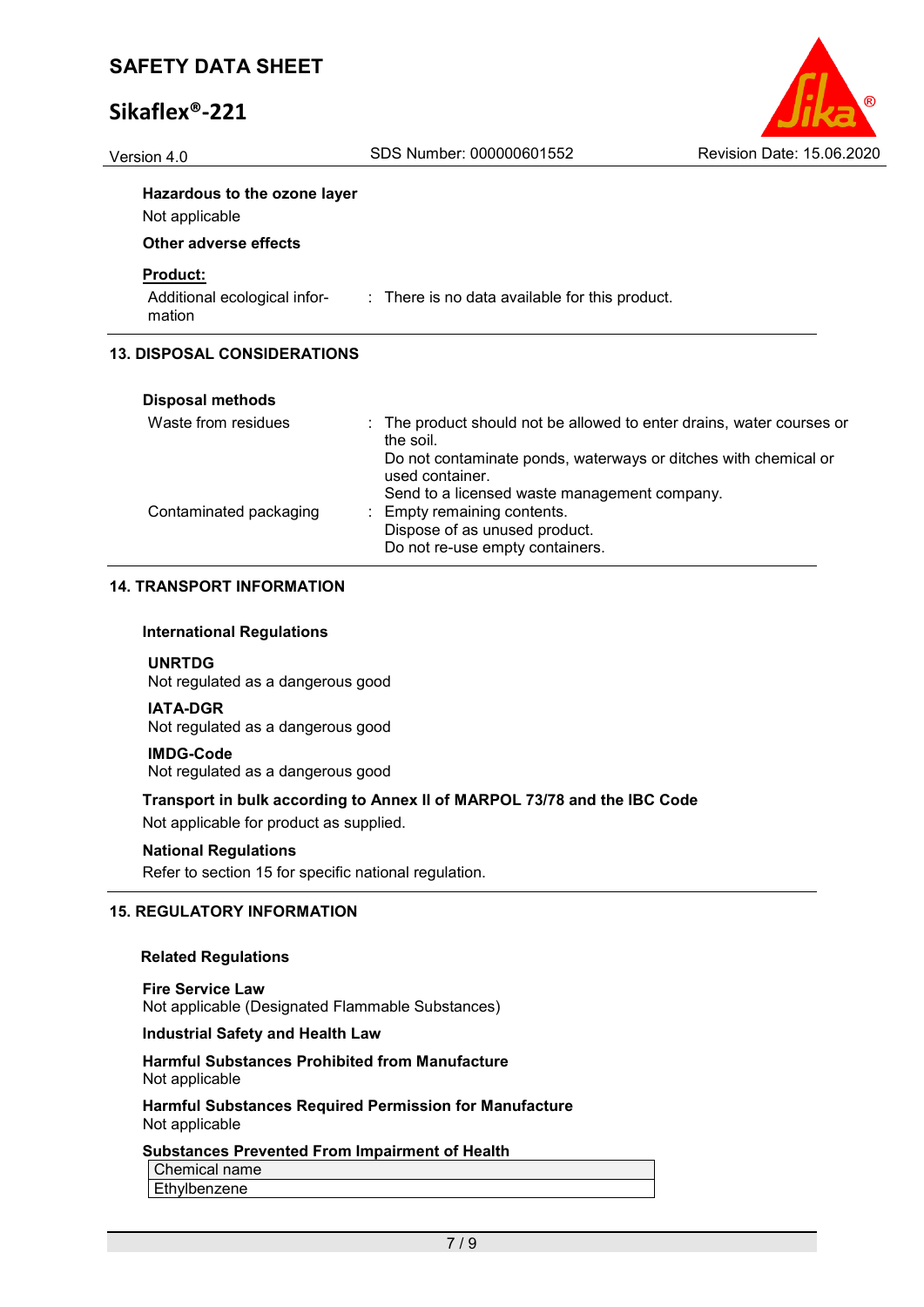**Hazardous to the ozone layer**

Not applicable

**Other adverse effects**

**Product:**

Additional ecological information : There is no data available for this product.

## 13. DISPOSAL CONSIDERATIONS

**Disposal methods**

Waste from residues : The product should not be allowed to enter drains, water courses or the soil.
Do not contaminate ponds, waterways or ditches with chemical or used container.
Send to a licensed waste management company.

Contaminated packaging : Empty remaining contents.
Dispose of as unused product.
Do not re-use empty containers.

## 14. TRANSPORT INFORMATION

**International Regulations**

**UNRTDG**
Not regulated as a dangerous good

**IATA-DGR**
Not regulated as a dangerous good

**IMDG-Code**
Not regulated as a dangerous good

**Transport in bulk according to Annex II of MARPOL 73/78 and the IBC Code**

Not applicable for product as supplied.

**National Regulations**

Refer to section 15 for specific national regulation.

## 15. REGULATORY INFORMATION

**Related Regulations**

**Fire Service Law**
Not applicable (Designated Flammable Substances)

**Industrial Safety and Health Law**

**Harmful Substances Prohibited from Manufacture**
Not applicable

**Harmful Substances Required Permission for Manufacture**
Not applicable

**Substances Prevented From Impairment of Health**

| Chemical name |
|---|
| Ethylbenzene |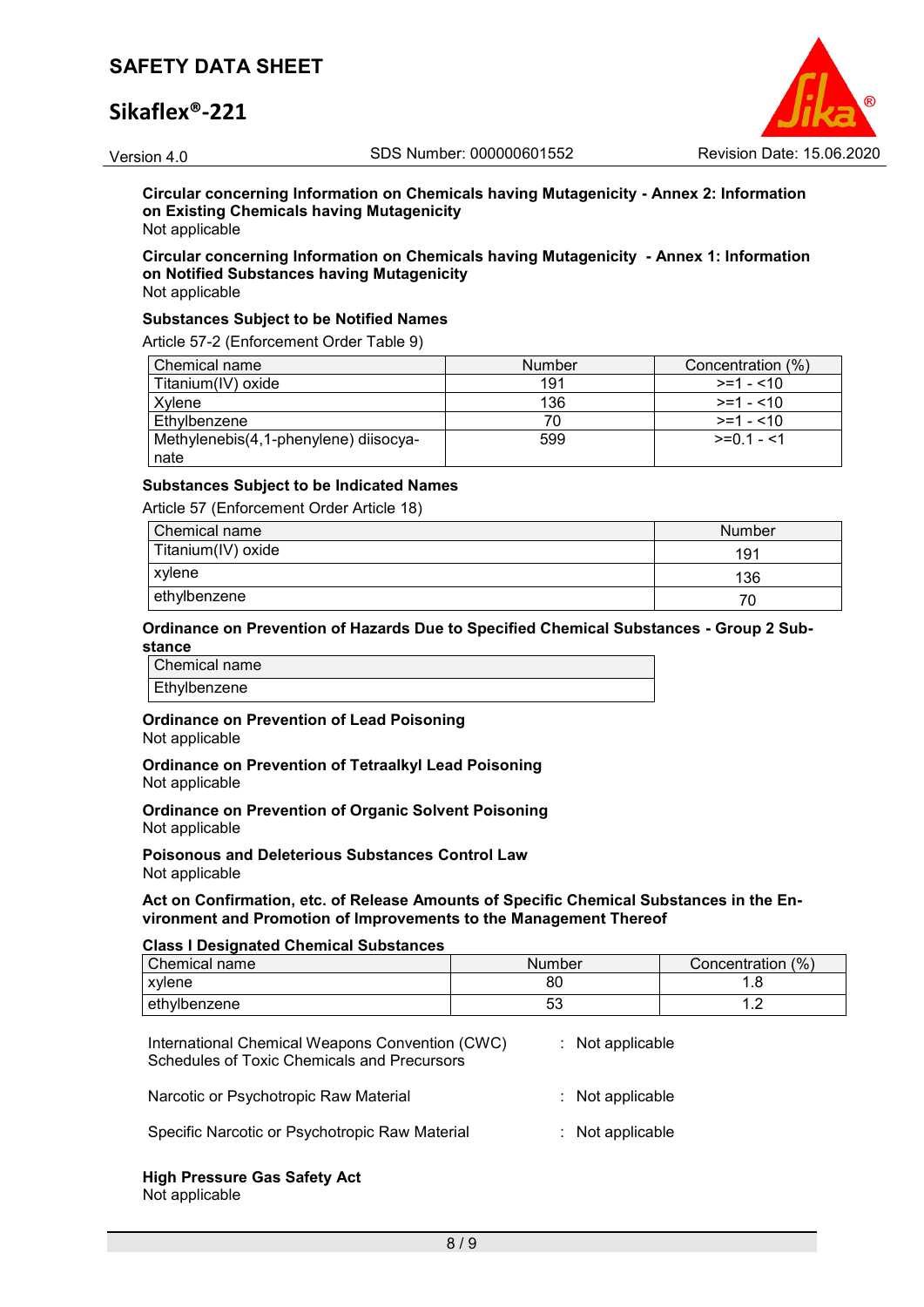**Circular concerning Information on Chemicals having Mutagenicity - Annex 2: Information on Existing Chemicals having Mutagenicity**
Not applicable

**Circular concerning Information on Chemicals having Mutagenicity - Annex 1: Information on Notified Substances having Mutagenicity**
Not applicable

**Substances Subject to be Notified Names**

Article 57-2 (Enforcement Order Table 9)

| Chemical name | Number | Concentration (%) |
|---|---|---|
| Titanium(IV) oxide | 191 | >=1 - <10 |
| Xylene | 136 | >=1 - <10 |
| Ethylbenzene | 70 | >=1 - <10 |
| Methylenebis(4,1-phenylene) diisocya-nate | 599 | >=0.1 - <1 |

**Substances Subject to be Indicated Names**

Article 57 (Enforcement Order Article 18)

| Chemical name | Number |
|---|---|
| Titanium(IV) oxide | 191 |
| xylene | 136 |
| ethylbenzene | 70 |

**Ordinance on Prevention of Hazards Due to Specified Chemical Substances - Group 2 Substance**

| Chemical name |
|---|
| Ethylbenzene |

**Ordinance on Prevention of Lead Poisoning**
Not applicable

**Ordinance on Prevention of Tetraalkyl Lead Poisoning**
Not applicable

**Ordinance on Prevention of Organic Solvent Poisoning**
Not applicable

**Poisonous and Deleterious Substances Control Law**
Not applicable

**Act on Confirmation, etc. of Release Amounts of Specific Chemical Substances in the Environment and Promotion of Improvements to the Management Thereof**

**Class I Designated Chemical Substances**

| Chemical name | Number | Concentration (%) |
|---|---|---|
| xylene | 80 | 1.8 |
| ethylbenzene | 53 | 1.2 |

International Chemical Weapons Convention (CWC) Schedules of Toxic Chemicals and Precursors : Not applicable

Narcotic or Psychotropic Raw Material : Not applicable

Specific Narcotic or Psychotropic Raw Material : Not applicable

**High Pressure Gas Safety Act**
Not applicable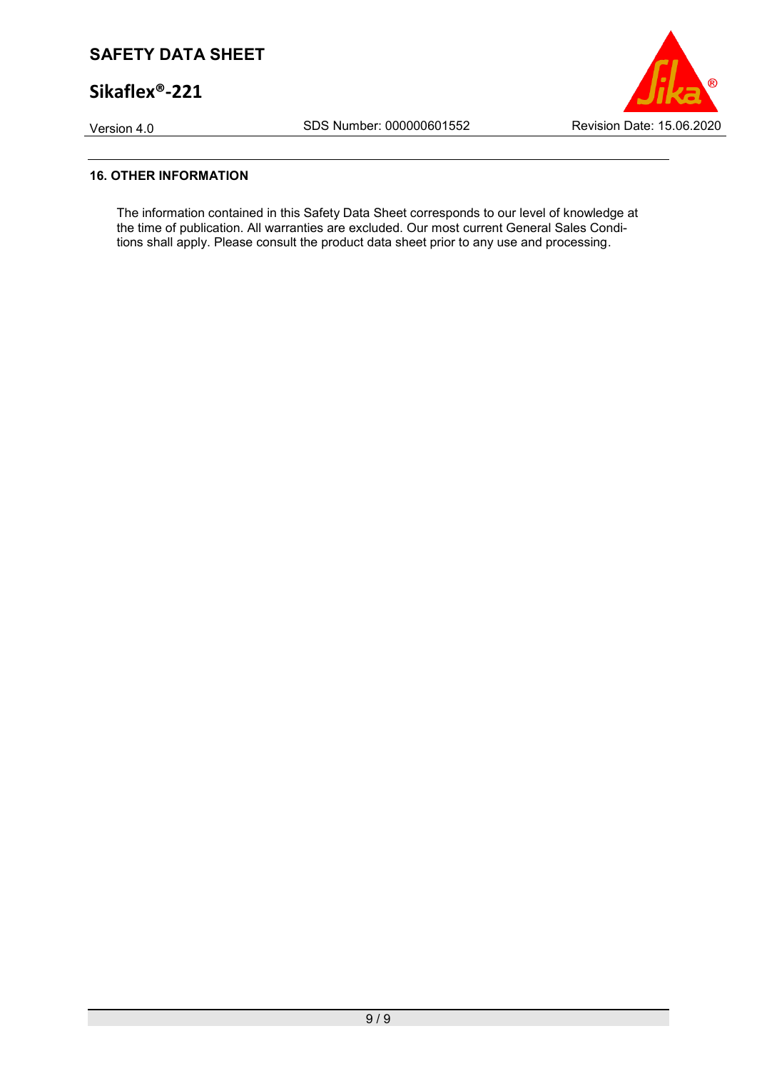## 16. OTHER INFORMATION

The information contained in this Safety Data Sheet corresponds to our level of knowledge at the time of publication. All warranties are excluded. Our most current General Sales Conditions shall apply. Please consult the product data sheet prior to any use and processing.